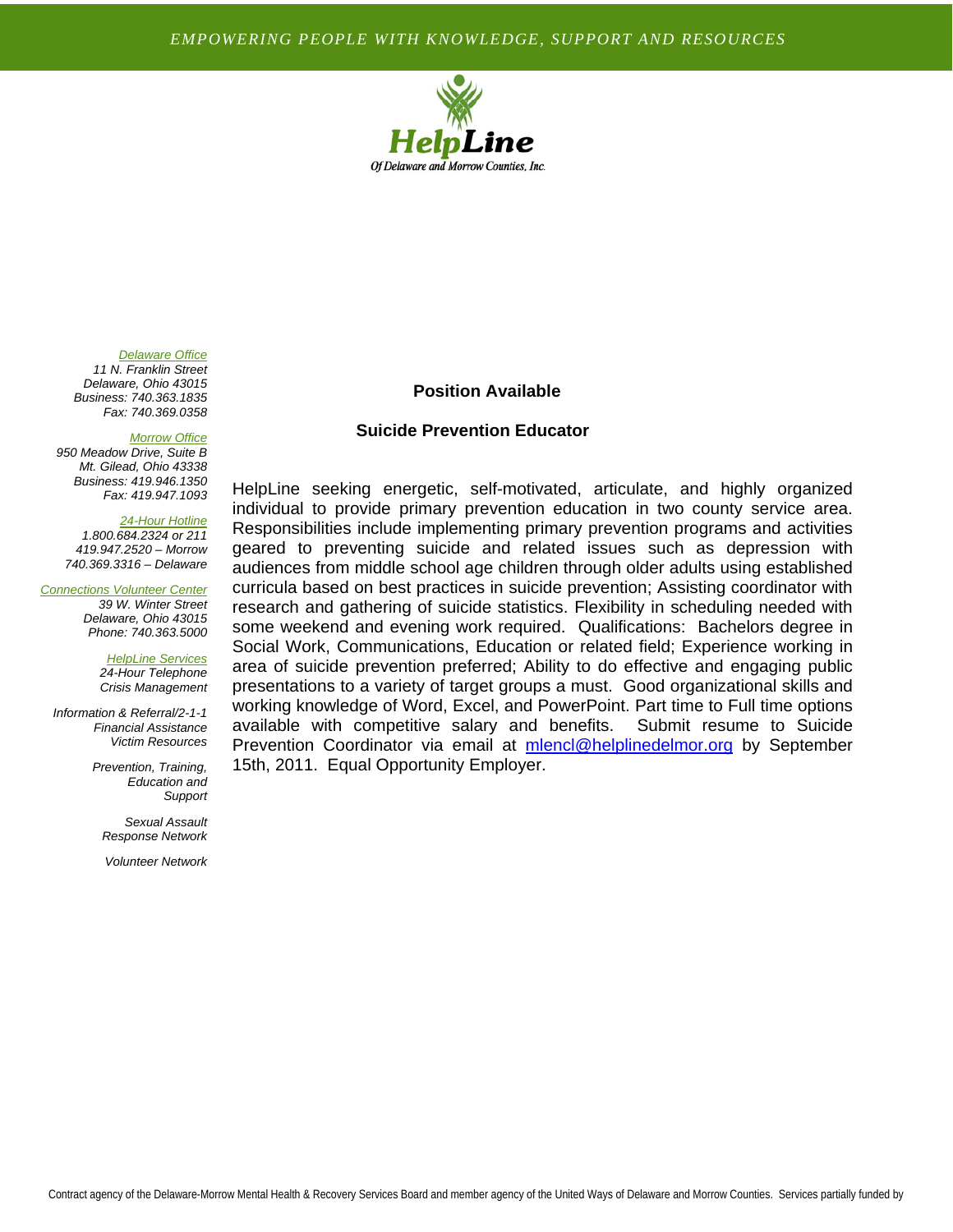*EMPOWERING PEOPLE WITH KNOWLEDGE, SUPPORT AND RESOURCES*

**HelpLine**
*Of Delaware and Morrow Counties, Inc.*

*Delaware Office*
*11 N. Franklin Street*
*Delaware, Ohio 43015*
*Business: 740.363.1835*
*Fax: 740.369.0358*

*Morrow Office*
*950 Meadow Drive, Suite B*
*Mt. Gilead, Ohio 43338*
*Business: 419.946.1350*
*Fax: 419.947.1093*

*24-Hour Hotline*
*1.800.684.2324 or 211*
*419.947.2520 – Morrow*
*740.369.3316 – Delaware*

*Connections Volunteer Center*
*39 W. Winter Street*
*Delaware, Ohio 43015*
*Phone: 740.363.5000*

*HelpLine Services*
*24-Hour Telephone Crisis Management*

*Information & Referral/2-1-1*
*Financial Assistance*
*Victim Resources*

*Prevention, Training, Education and Support*

*Sexual Assault Response Network*

*Volunteer Network*

## Position Available

## Suicide Prevention Educator

HelpLine seeking energetic, self-motivated, articulate, and highly organized individual to provide primary prevention education in two county service area. Responsibilities include implementing primary prevention programs and activities geared to preventing suicide and related issues such as depression with audiences from middle school age children through older adults using established curricula based on best practices in suicide prevention; Assisting coordinator with research and gathering of suicide statistics. Flexibility in scheduling needed with some weekend and evening work required. Qualifications: Bachelors degree in Social Work, Communications, Education or related field; Experience working in area of suicide prevention preferred; Ability to do effective and engaging public presentations to a variety of target groups a must. Good organizational skills and working knowledge of Word, Excel, and PowerPoint. Part time to Full time options available with competitive salary and benefits. Submit resume to Suicide Prevention Coordinator via email at mlencl@helplinedelmor.org by September 15th, 2011. Equal Opportunity Employer.

Contract agency of the Delaware-Morrow Mental Health & Recovery Services Board and member agency of the United Ways of Delaware and Morrow Counties. Services partially funded by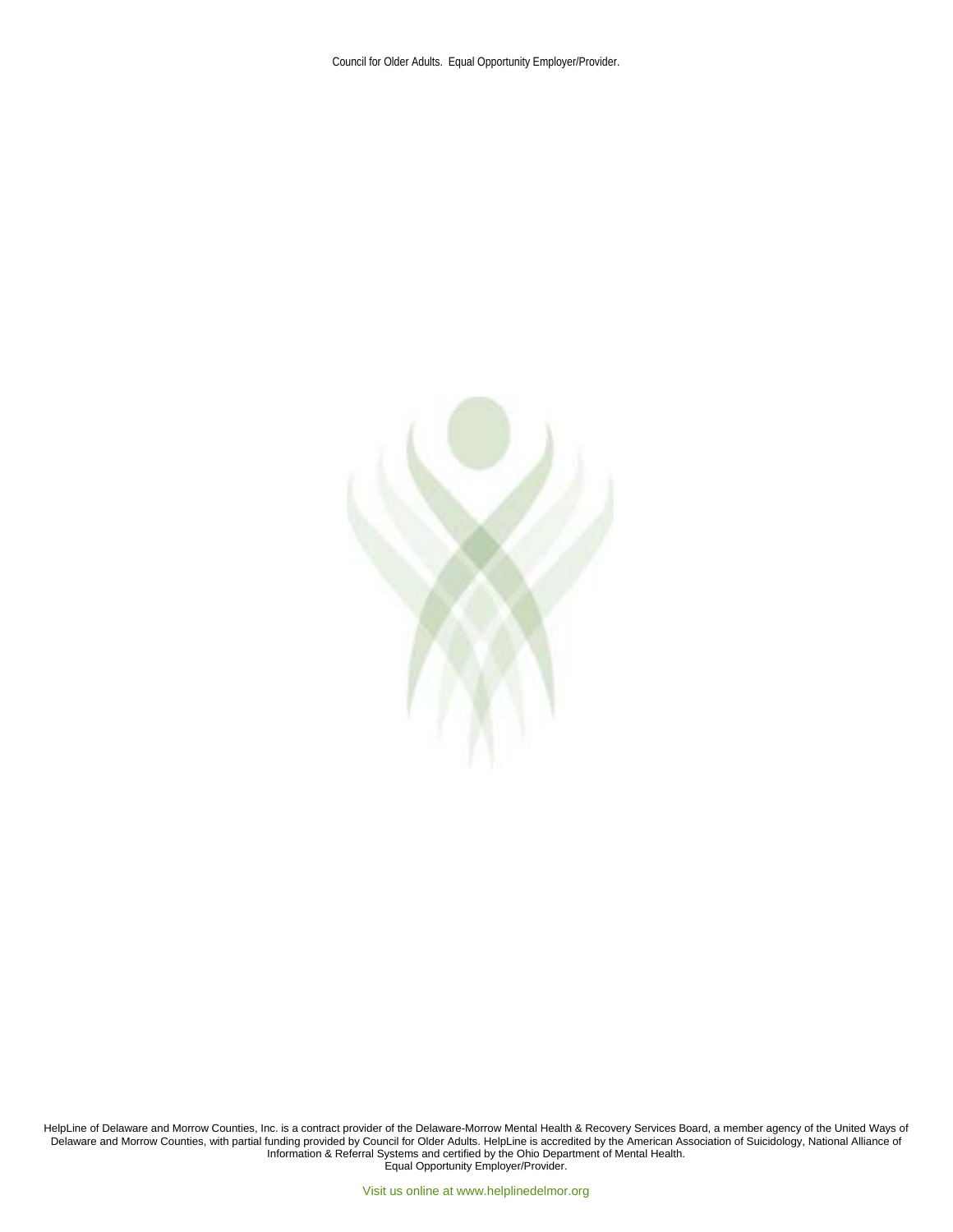Council for Older Adults. Equal Opportunity Employer/Provider.

HelpLine of Delaware and Morrow Counties, Inc. is a contract provider of the Delaware-Morrow Mental Health & Recovery Services Board, a member agency of the United Ways of Delaware and Morrow Counties, with partial funding provided by Council for Older Adults. HelpLine is accredited by the American Association of Suicidology, National Alliance of Information & Referral Systems and certified by the Ohio Department of Mental Health.
Equal Opportunity Employer/Provider.

Visit us online at www.helplinedelmor.org